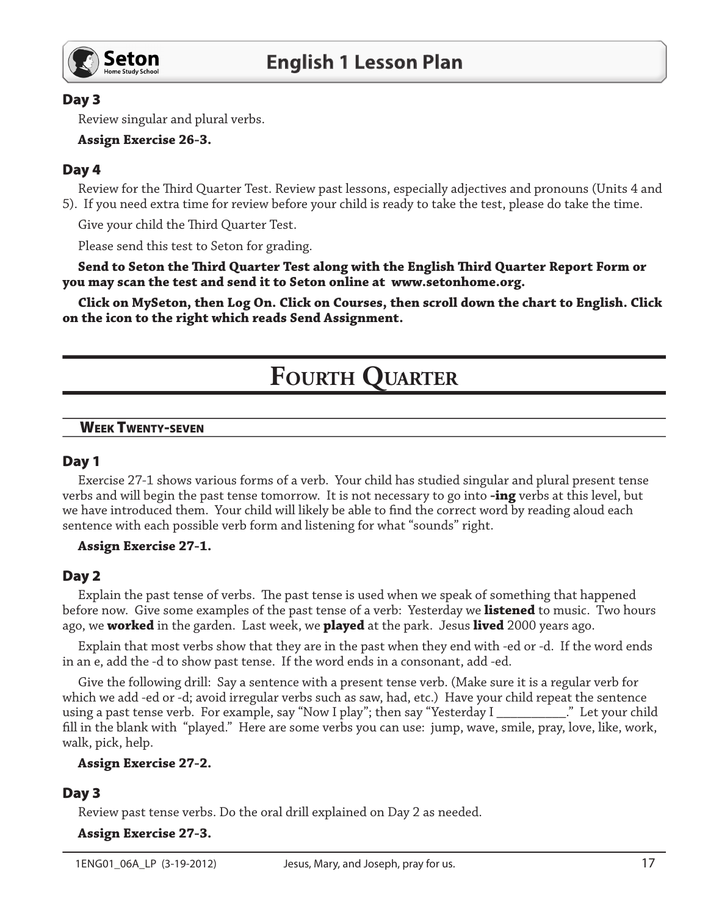### Day 3

Review singular and plural verbs.

**Assign Exercise 26-3.**

### Day 4

Review for the Third Quarter Test. Review past lessons, especially adjectives and pronouns (Units 4 and 5). If you need extra time for review before your child is ready to take the test, please do take the time.

Give your child the Third Quarter Test.

Please send this test to Seton for grading.

**Send to Seton the Third Quarter Test along with the English Third Quarter Report Form or you may scan the test and send it to Seton online at www.setonhome.org.**

**Click on MySeton, then Log On. Click on Courses, then scroll down the chart to English. Click on the icon to the right which reads Send Assignment.**

# Fourth Quarter

## Week Twenty-seven

### Day 1

Exercise 27-1 shows various forms of a verb. Your child has studied singular and plural present tense verbs and will begin the past tense tomorrow. It is not necessary to go into **-ing** verbs at this level, but we have introduced them. Your child will likely be able to find the correct word by reading aloud each sentence with each possible verb form and listening for what "sounds" right.

**Assign Exercise 27-1.**

### Day 2

Explain the past tense of verbs. The past tense is used when we speak of something that happened before now. Give some examples of the past tense of a verb: Yesterday we **listened** to music. Two hours ago, we **worked** in the garden. Last week, we **played** at the park. Jesus **lived** 2000 years ago.

Explain that most verbs show that they are in the past when they end with -ed or -d. If the word ends in an e, add the -d to show past tense. If the word ends in a consonant, add -ed.

Give the following drill: Say a sentence with a present tense verb. (Make sure it is a regular verb for which we add -ed or -d; avoid irregular verbs such as saw, had, etc.) Have your child repeat the sentence using a past tense verb. For example, say "Now I play"; then say "Yesterday I __________." Let your child fill in the blank with "played." Here are some verbs you can use: jump, wave, smile, pray, love, like, work, walk, pick, help.

**Assign Exercise 27-2.**

### Day 3

Review past tense verbs. Do the oral drill explained on Day 2 as needed.

**Assign Exercise 27-3.**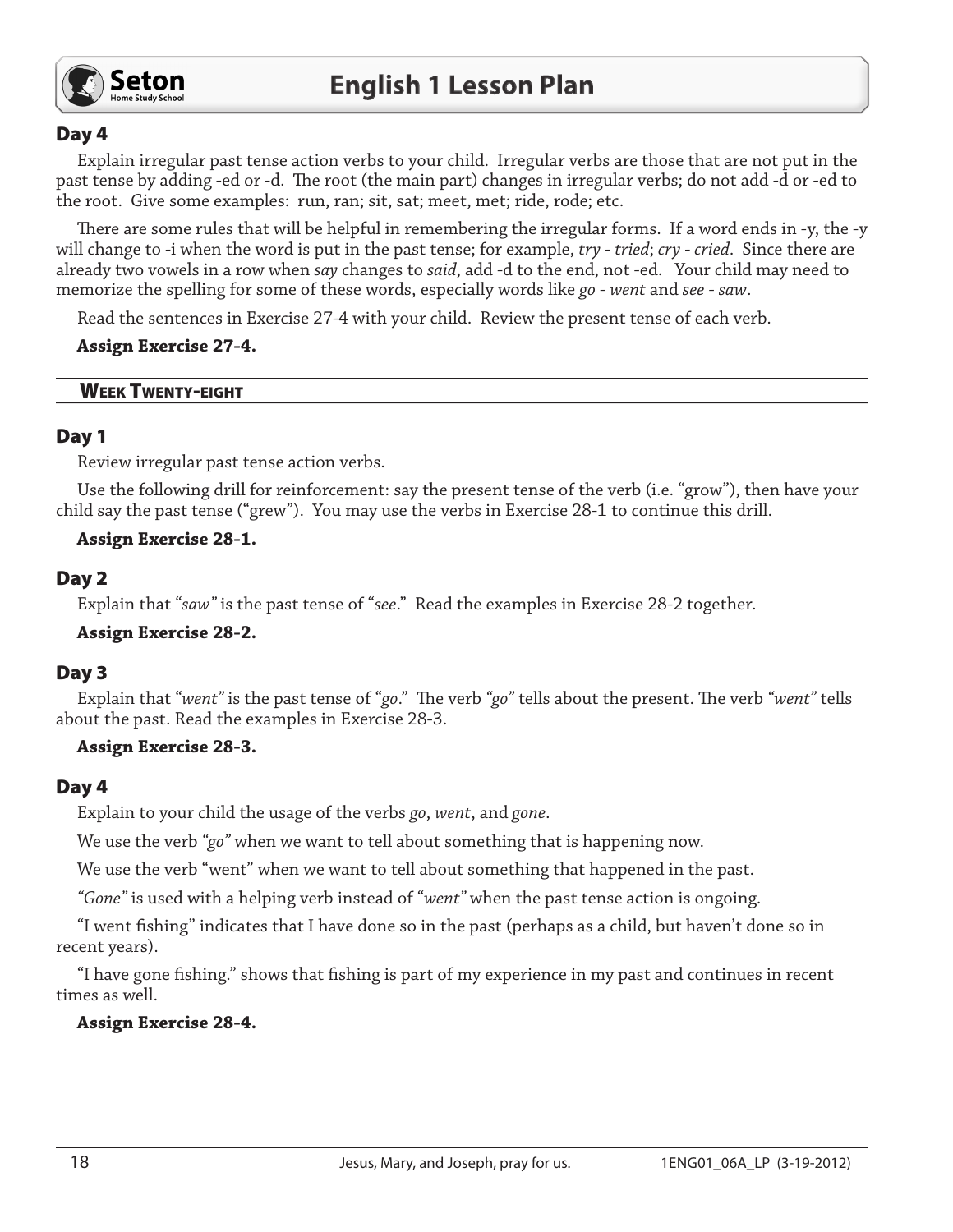## Day 4

Explain irregular past tense action verbs to your child. Irregular verbs are those that are not put in the past tense by adding -ed or -d. The root (the main part) changes in irregular verbs; do not add -d or -ed to the root. Give some examples: run, ran; sit, sat; meet, met; ride, rode; etc.

There are some rules that will be helpful in remembering the irregular forms. If a word ends in -y, the -y will change to -i when the word is put in the past tense; for example, *try - tried*; *cry - cried*. Since there are already two vowels in a row when *say* changes to *said*, add -d to the end, not -ed. Your child may need to memorize the spelling for some of these words, especially words like *go - went* and *see - saw*.

Read the sentences in Exercise 27-4 with your child. Review the present tense of each verb.

**Assign Exercise 27-4.**

## Week Twenty-eight

## Day 1

Review irregular past tense action verbs.

Use the following drill for reinforcement: say the present tense of the verb (i.e. "grow"), then have your child say the past tense ("grew"). You may use the verbs in Exercise 28-1 to continue this drill.

**Assign Exercise 28-1.**

## Day 2

Explain that "*saw*" is the past tense of "*see*." Read the examples in Exercise 28-2 together.

**Assign Exercise 28-2.**

## Day 3

Explain that "*went*" is the past tense of "*go*." The verb *"go"* tells about the present. The verb *"went"* tells about the past. Read the examples in Exercise 28-3.

**Assign Exercise 28-3.**

## Day 4

Explain to your child the usage of the verbs *go*, *went*, and *gone*.

We use the verb *"go"* when we want to tell about something that is happening now.

We use the verb "went" when we want to tell about something that happened in the past.

*"Gone"* is used with a helping verb instead of "*went*" when the past tense action is ongoing.

"I went fishing" indicates that I have done so in the past (perhaps as a child, but haven't done so in recent years).

"I have gone fishing." shows that fishing is part of my experience in my past and continues in recent times as well.

**Assign Exercise 28-4.**